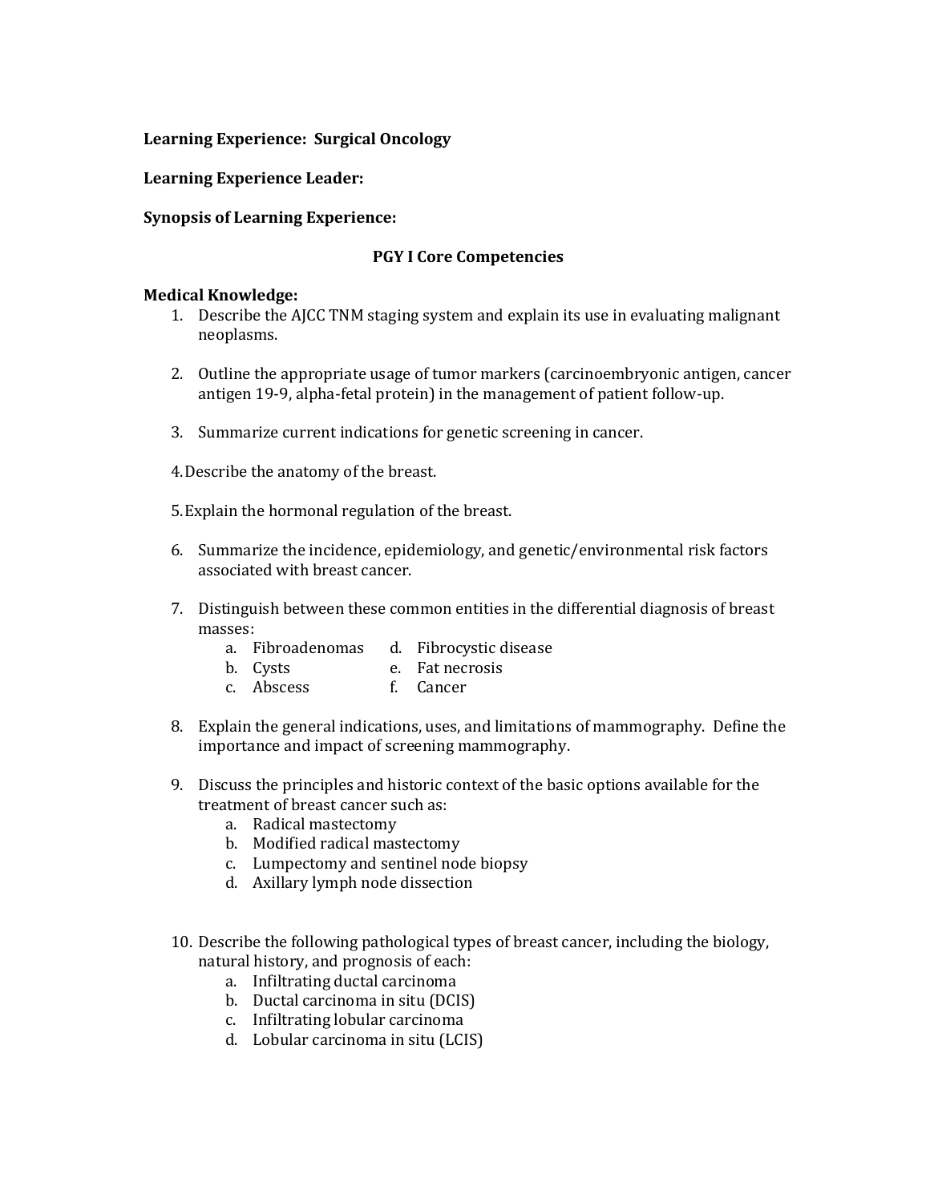**Learning Experience: Surgical Oncology**

**Learning Experience Leader:**

**Synopsis of Learning Experience:**

## PGY I Core Competencies

**Medical Knowledge:**

1. Describe the AJCC TNM staging system and explain its use in evaluating malignant neoplasms.

2. Outline the appropriate usage of tumor markers (carcinoembryonic antigen, cancer antigen 19-9, alpha-fetal protein) in the management of patient follow-up.

3. Summarize current indications for genetic screening in cancer.

4. Describe the anatomy of the breast.

5. Explain the hormonal regulation of the breast.

6. Summarize the incidence, epidemiology, and genetic/environmental risk factors associated with breast cancer.

7. Distinguish between these common entities in the differential diagnosis of breast masses:
   a. Fibroadenomas
   b. Cysts
   c. Abscess
   d. Fibrocystic disease
   e. Fat necrosis
   f. Cancer

8. Explain the general indications, uses, and limitations of mammography. Define the importance and impact of screening mammography.

9. Discuss the principles and historic context of the basic options available for the treatment of breast cancer such as:
   a. Radical mastectomy
   b. Modified radical mastectomy
   c. Lumpectomy and sentinel node biopsy
   d. Axillary lymph node dissection

10. Describe the following pathological types of breast cancer, including the biology, natural history, and prognosis of each:
    a. Infiltrating ductal carcinoma
    b. Ductal carcinoma in situ (DCIS)
    c. Infiltrating lobular carcinoma
    d. Lobular carcinoma in situ (LCIS)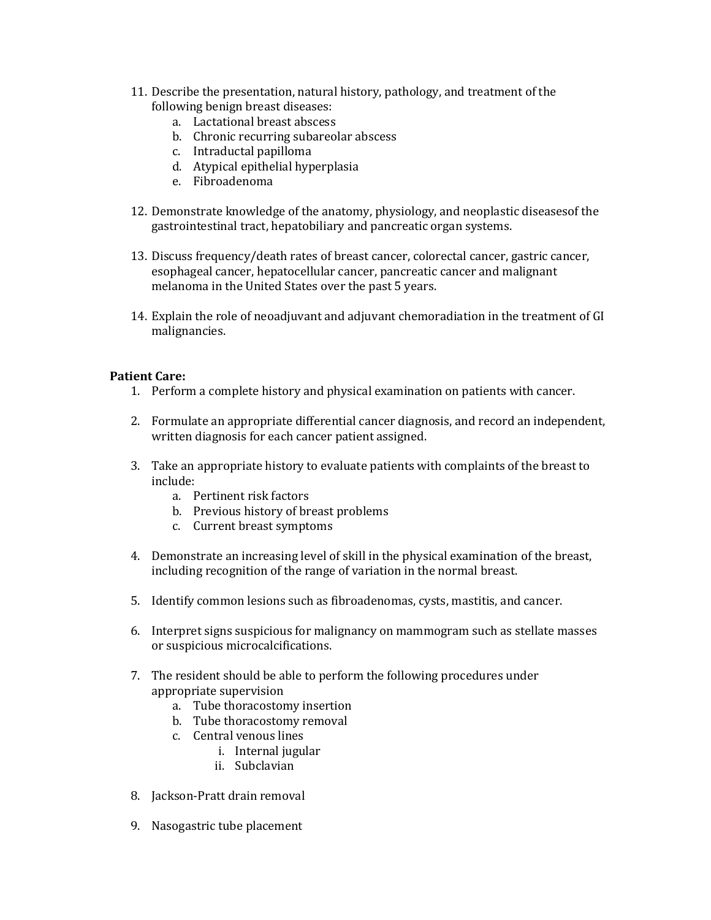11. Describe the presentation, natural history, pathology, and treatment of the following benign breast diseases:
    a. Lactational breast abscess
    b. Chronic recurring subareolar abscess
    c. Intraductal papilloma
    d. Atypical epithelial hyperplasia
    e. Fibroadenoma

12. Demonstrate knowledge of the anatomy, physiology, and neoplastic diseasesof the gastrointestinal tract, hepatobiliary and pancreatic organ systems.

13. Discuss frequency/death rates of breast cancer, colorectal cancer, gastric cancer, esophageal cancer, hepatocellular cancer, pancreatic cancer and malignant melanoma in the United States over the past 5 years.

14. Explain the role of neoadjuvant and adjuvant chemoradiation in the treatment of GI malignancies.

**Patient Care:**

1. Perform a complete history and physical examination on patients with cancer.

2. Formulate an appropriate differential cancer diagnosis, and record an independent, written diagnosis for each cancer patient assigned.

3. Take an appropriate history to evaluate patients with complaints of the breast to include:
    a. Pertinent risk factors
    b. Previous history of breast problems
    c. Current breast symptoms

4. Demonstrate an increasing level of skill in the physical examination of the breast, including recognition of the range of variation in the normal breast.

5. Identify common lesions such as fibroadenomas, cysts, mastitis, and cancer.

6. Interpret signs suspicious for malignancy on mammogram such as stellate masses or suspicious microcalcifications.

7. The resident should be able to perform the following procedures under appropriate supervision
    a. Tube thoracostomy insertion
    b. Tube thoracostomy removal
    c. Central venous lines
        i. Internal jugular
        ii. Subclavian

8. Jackson-Pratt drain removal

9. Nasogastric tube placement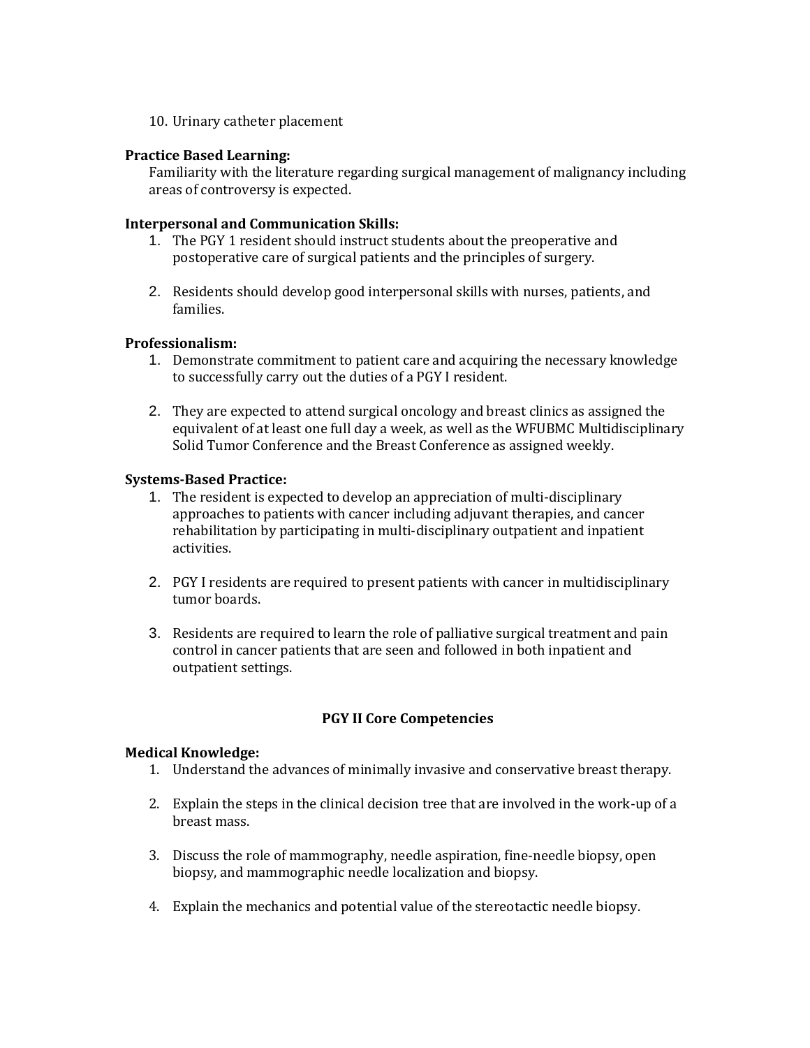10. Urinary catheter placement

**Practice Based Learning:**

Familiarity with the literature regarding surgical management of malignancy including areas of controversy is expected.

**Interpersonal and Communication Skills:**

1. The PGY 1 resident should instruct students about the preoperative and postoperative care of surgical patients and the principles of surgery.

2. Residents should develop good interpersonal skills with nurses, patients, and families.

**Professionalism:**

1. Demonstrate commitment to patient care and acquiring the necessary knowledge to successfully carry out the duties of a PGY I resident.

2. They are expected to attend surgical oncology and breast clinics as assigned the equivalent of at least one full day a week, as well as the WFUBMC Multidisciplinary Solid Tumor Conference and the Breast Conference as assigned weekly.

**Systems-Based Practice:**

1. The resident is expected to develop an appreciation of multi-disciplinary approaches to patients with cancer including adjuvant therapies, and cancer rehabilitation by participating in multi-disciplinary outpatient and inpatient activities.

2. PGY I residents are required to present patients with cancer in multidisciplinary tumor boards.

3. Residents are required to learn the role of palliative surgical treatment and pain control in cancer patients that are seen and followed in both inpatient and outpatient settings.

## PGY II Core Competencies

**Medical Knowledge:**

1. Understand the advances of minimally invasive and conservative breast therapy.

2. Explain the steps in the clinical decision tree that are involved in the work-up of a breast mass.

3. Discuss the role of mammography, needle aspiration, fine-needle biopsy, open biopsy, and mammographic needle localization and biopsy.

4. Explain the mechanics and potential value of the stereotactic needle biopsy.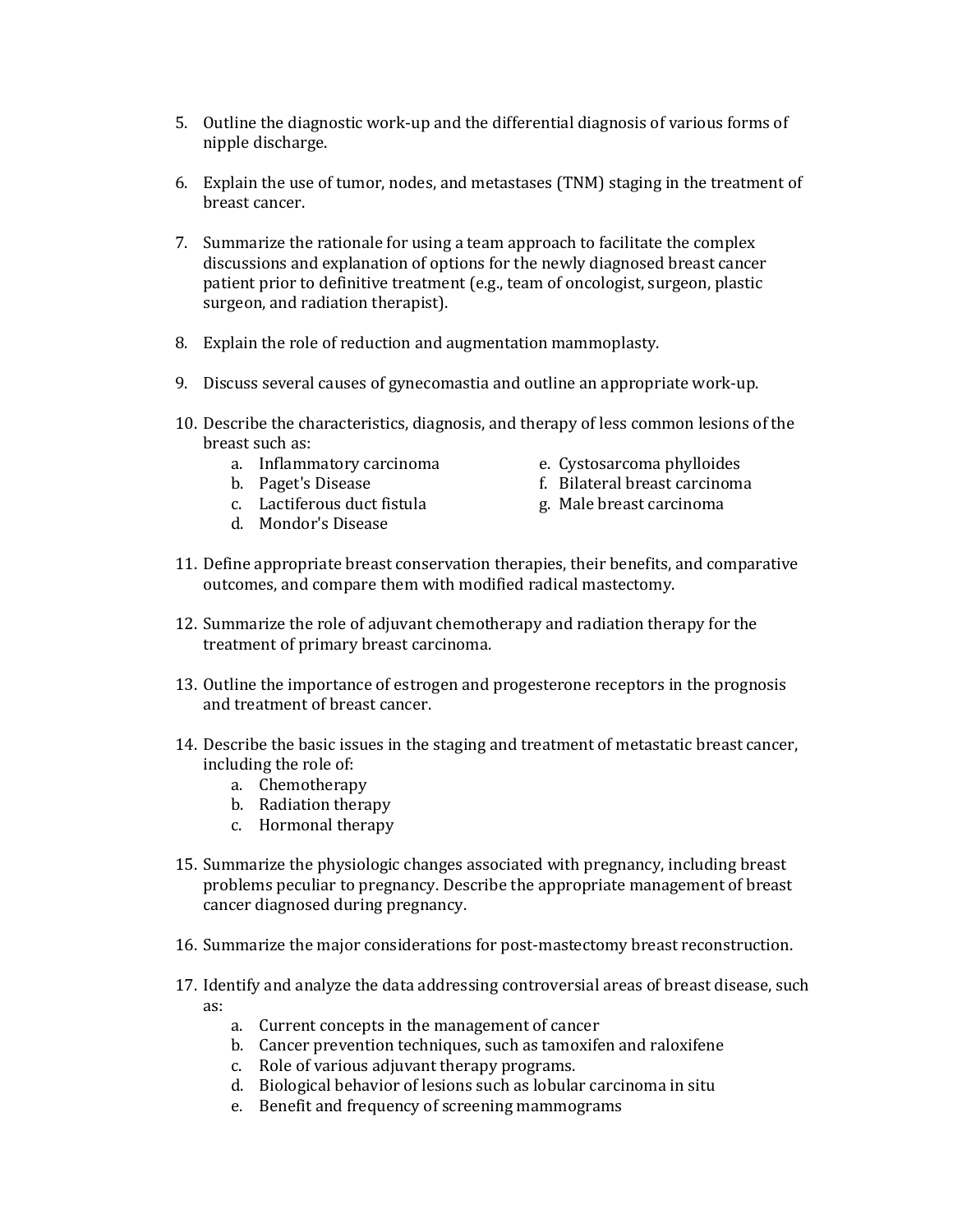5. Outline the diagnostic work-up and the differential diagnosis of various forms of nipple discharge.

6. Explain the use of tumor, nodes, and metastases (TNM) staging in the treatment of breast cancer.

7. Summarize the rationale for using a team approach to facilitate the complex discussions and explanation of options for the newly diagnosed breast cancer patient prior to definitive treatment (e.g., team of oncologist, surgeon, plastic surgeon, and radiation therapist).

8. Explain the role of reduction and augmentation mammoplasty.

9. Discuss several causes of gynecomastia and outline an appropriate work-up.

10. Describe the characteristics, diagnosis, and therapy of less common lesions of the breast such as:
    a. Inflammatory carcinoma
    b. Paget's Disease
    c. Lactiferous duct fistula
    d. Mondor's Disease
    e. Cystosarcoma phylloides
    f. Bilateral breast carcinoma
    g. Male breast carcinoma

11. Define appropriate breast conservation therapies, their benefits, and comparative outcomes, and compare them with modified radical mastectomy.

12. Summarize the role of adjuvant chemotherapy and radiation therapy for the treatment of primary breast carcinoma.

13. Outline the importance of estrogen and progesterone receptors in the prognosis and treatment of breast cancer.

14. Describe the basic issues in the staging and treatment of metastatic breast cancer, including the role of:
    a. Chemotherapy
    b. Radiation therapy
    c. Hormonal therapy

15. Summarize the physiologic changes associated with pregnancy, including breast problems peculiar to pregnancy. Describe the appropriate management of breast cancer diagnosed during pregnancy.

16. Summarize the major considerations for post-mastectomy breast reconstruction.

17. Identify and analyze the data addressing controversial areas of breast disease, such as:
    a. Current concepts in the management of cancer
    b. Cancer prevention techniques, such as tamoxifen and raloxifene
    c. Role of various adjuvant therapy programs.
    d. Biological behavior of lesions such as lobular carcinoma in situ
    e. Benefit and frequency of screening mammograms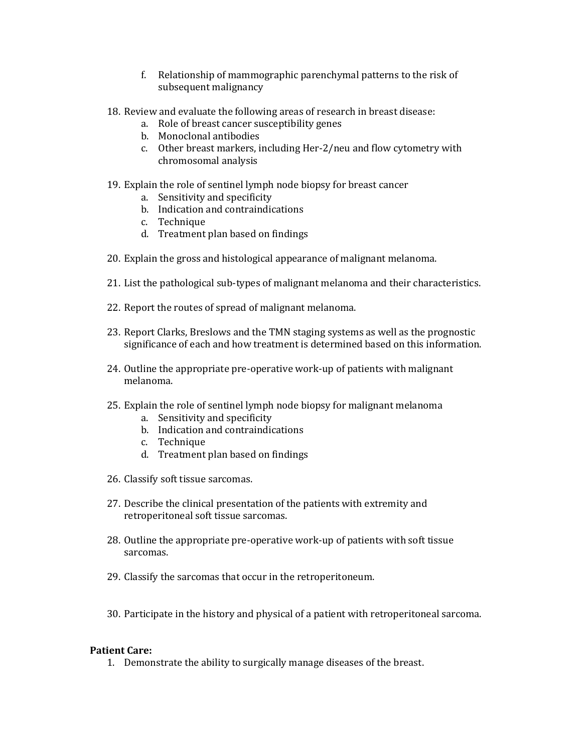f. Relationship of mammographic parenchymal patterns to the risk of subsequent malignancy

18. Review and evaluate the following areas of research in breast disease:
    a. Role of breast cancer susceptibility genes
    b. Monoclonal antibodies
    c. Other breast markers, including Her-2/neu and flow cytometry with chromosomal analysis

19. Explain the role of sentinel lymph node biopsy for breast cancer
    a. Sensitivity and specificity
    b. Indication and contraindications
    c. Technique
    d. Treatment plan based on findings

20. Explain the gross and histological appearance of malignant melanoma.

21. List the pathological sub-types of malignant melanoma and their characteristics.

22. Report the routes of spread of malignant melanoma.

23. Report Clarks, Breslows and the TMN staging systems as well as the prognostic significance of each and how treatment is determined based on this information.

24. Outline the appropriate pre-operative work-up of patients with malignant melanoma.

25. Explain the role of sentinel lymph node biopsy for malignant melanoma
    a. Sensitivity and specificity
    b. Indication and contraindications
    c. Technique
    d. Treatment plan based on findings

26. Classify soft tissue sarcomas.

27. Describe the clinical presentation of the patients with extremity and retroperitoneal soft tissue sarcomas.

28. Outline the appropriate pre-operative work-up of patients with soft tissue sarcomas.

29. Classify the sarcomas that occur in the retroperitoneum.

30. Participate in the history and physical of a patient with retroperitoneal sarcoma.

**Patient Care:**

1. Demonstrate the ability to surgically manage diseases of the breast.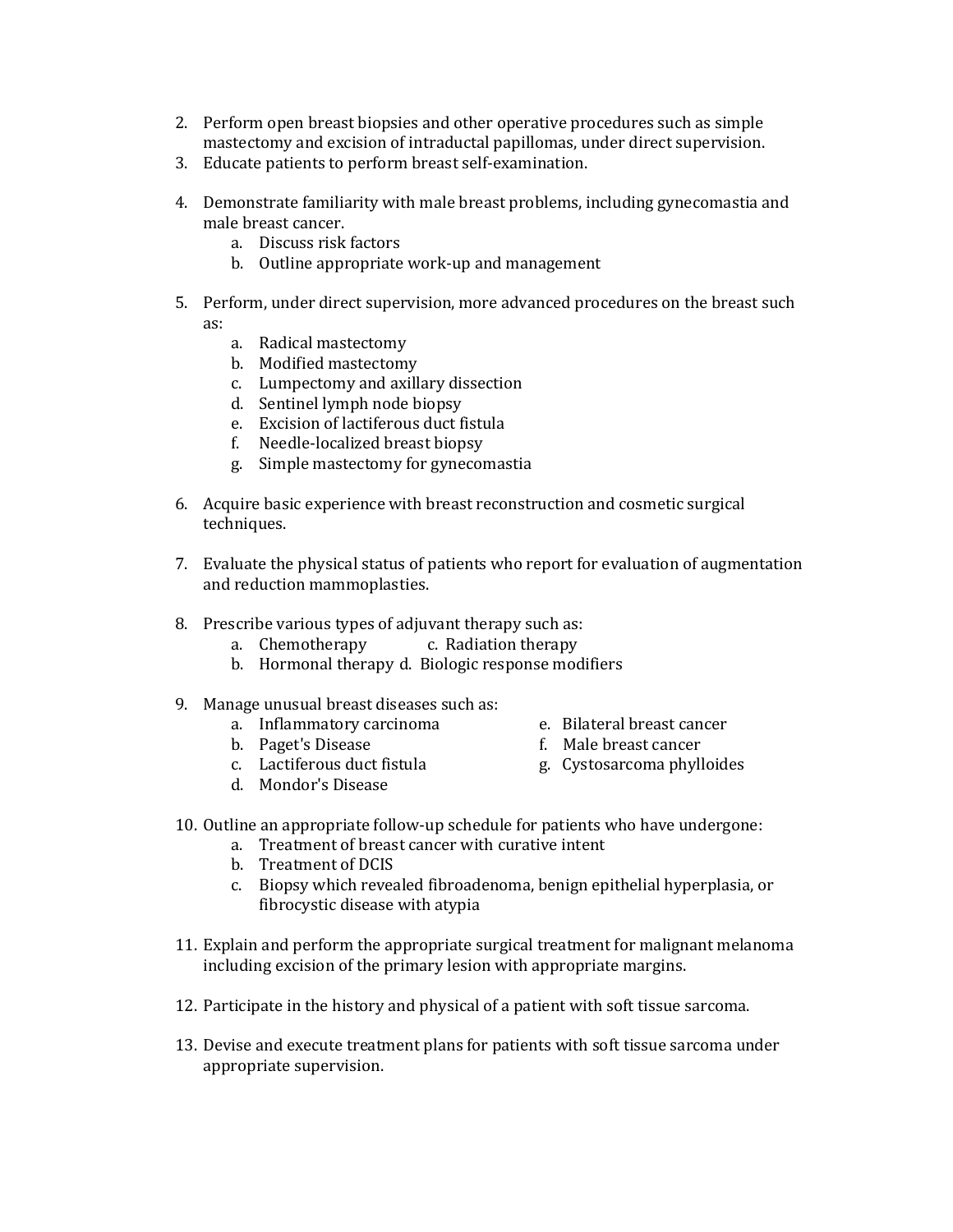2. Perform open breast biopsies and other operative procedures such as simple mastectomy and excision of intraductal papillomas, under direct supervision.
3. Educate patients to perform breast self-examination.

4. Demonstrate familiarity with male breast problems, including gynecomastia and male breast cancer.
    a. Discuss risk factors
    b. Outline appropriate work-up and management

5. Perform, under direct supervision, more advanced procedures on the breast such as:
    a. Radical mastectomy
    b. Modified mastectomy
    c. Lumpectomy and axillary dissection
    d. Sentinel lymph node biopsy
    e. Excision of lactiferous duct fistula
    f. Needle-localized breast biopsy
    g. Simple mastectomy for gynecomastia

6. Acquire basic experience with breast reconstruction and cosmetic surgical techniques.

7. Evaluate the physical status of patients who report for evaluation of augmentation and reduction mammoplasties.

8. Prescribe various types of adjuvant therapy such as:
    a. Chemotherapy
    b. Hormonal therapy
    c. Radiation therapy
    d. Biologic response modifiers

9. Manage unusual breast diseases such as:
    a. Inflammatory carcinoma
    b. Paget's Disease
    c. Lactiferous duct fistula
    d. Mondor's Disease
    e. Bilateral breast cancer
    f. Male breast cancer
    g. Cystosarcoma phylloides

10. Outline an appropriate follow-up schedule for patients who have undergone:
    a. Treatment of breast cancer with curative intent
    b. Treatment of DCIS
    c. Biopsy which revealed fibroadenoma, benign epithelial hyperplasia, or fibrocystic disease with atypia

11. Explain and perform the appropriate surgical treatment for malignant melanoma including excision of the primary lesion with appropriate margins.

12. Participate in the history and physical of a patient with soft tissue sarcoma.

13. Devise and execute treatment plans for patients with soft tissue sarcoma under appropriate supervision.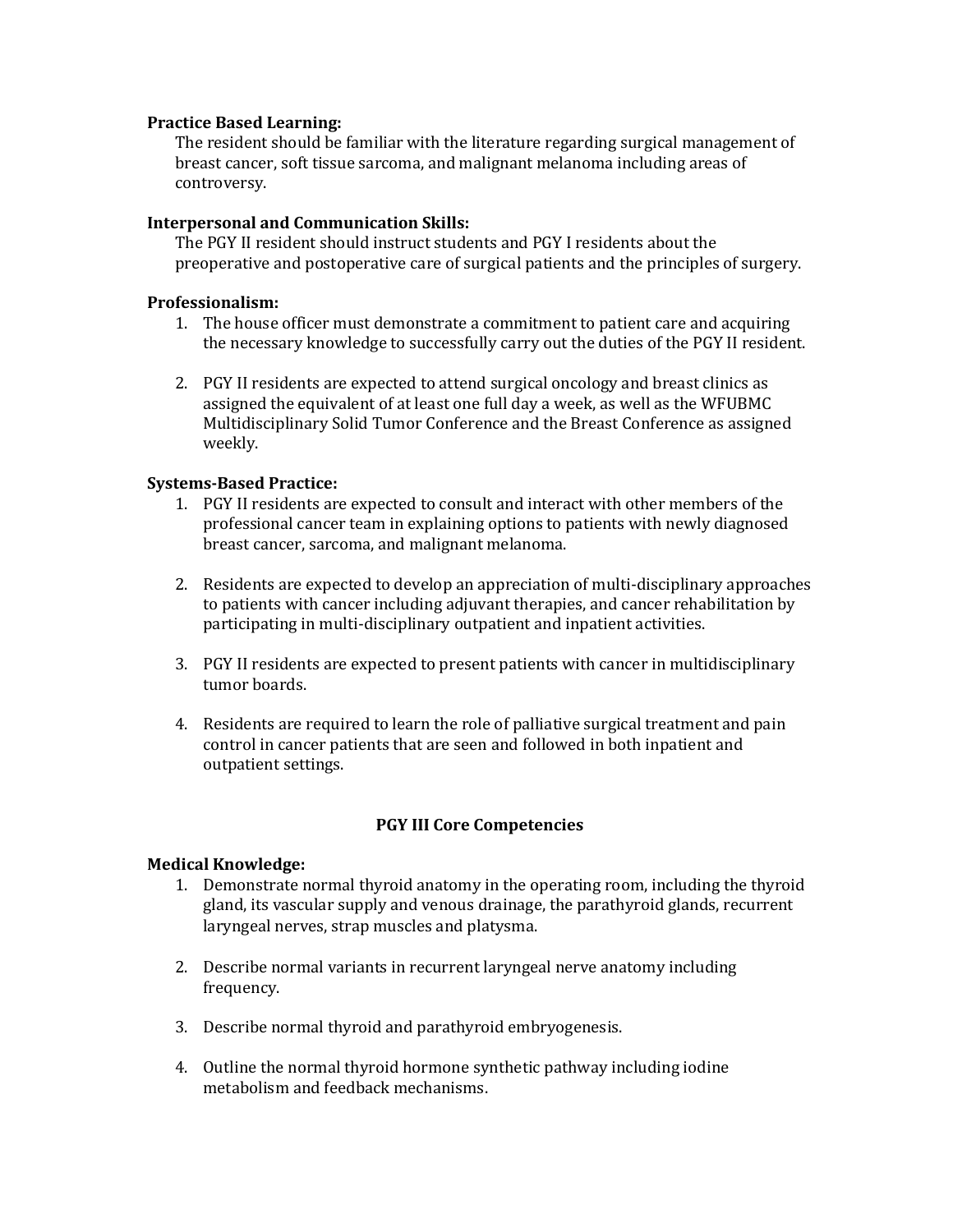**Practice Based Learning:**

The resident should be familiar with the literature regarding surgical management of breast cancer, soft tissue sarcoma, and malignant melanoma including areas of controversy.

**Interpersonal and Communication Skills:**

The PGY II resident should instruct students and PGY I residents about the preoperative and postoperative care of surgical patients and the principles of surgery.

**Professionalism:**

1. The house officer must demonstrate a commitment to patient care and acquiring the necessary knowledge to successfully carry out the duties of the PGY II resident.

2. PGY II residents are expected to attend surgical oncology and breast clinics as assigned the equivalent of at least one full day a week, as well as the WFUBMC Multidisciplinary Solid Tumor Conference and the Breast Conference as assigned weekly.

**Systems-Based Practice:**

1. PGY II residents are expected to consult and interact with other members of the professional cancer team in explaining options to patients with newly diagnosed breast cancer, sarcoma, and malignant melanoma.

2. Residents are expected to develop an appreciation of multi-disciplinary approaches to patients with cancer including adjuvant therapies, and cancer rehabilitation by participating in multi-disciplinary outpatient and inpatient activities.

3. PGY II residents are expected to present patients with cancer in multidisciplinary tumor boards.

4. Residents are required to learn the role of palliative surgical treatment and pain control in cancer patients that are seen and followed in both inpatient and outpatient settings.

## PGY III Core Competencies

**Medical Knowledge:**

1. Demonstrate normal thyroid anatomy in the operating room, including the thyroid gland, its vascular supply and venous drainage, the parathyroid glands, recurrent laryngeal nerves, strap muscles and platysma.

2. Describe normal variants in recurrent laryngeal nerve anatomy including frequency.

3. Describe normal thyroid and parathyroid embryogenesis.

4. Outline the normal thyroid hormone synthetic pathway including iodine metabolism and feedback mechanisms.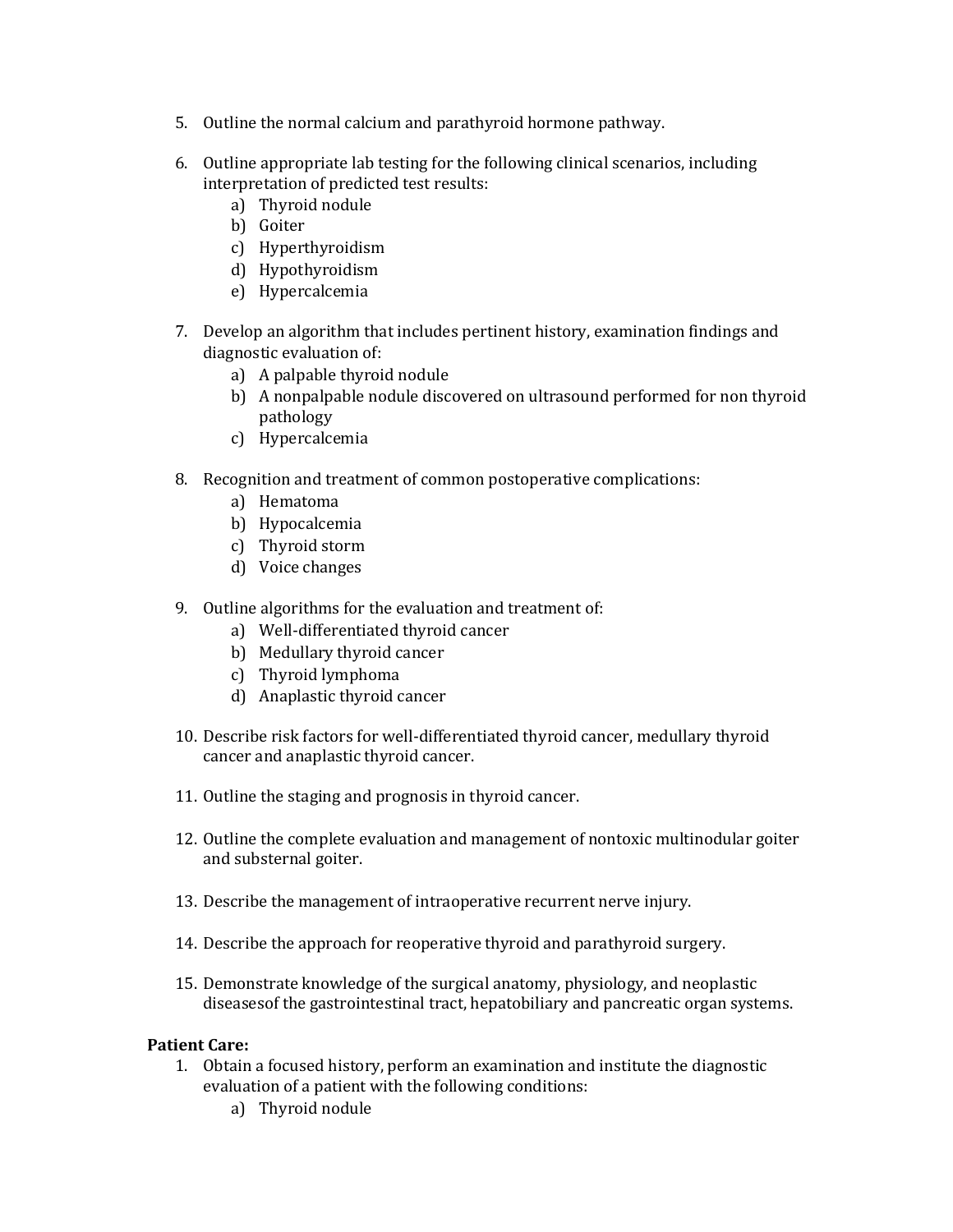5. Outline the normal calcium and parathyroid hormone pathway.

6. Outline appropriate lab testing for the following clinical scenarios, including interpretation of predicted test results:
    a) Thyroid nodule
    b) Goiter
    c) Hyperthyroidism
    d) Hypothyroidism
    e) Hypercalcemia

7. Develop an algorithm that includes pertinent history, examination findings and diagnostic evaluation of:
    a) A palpable thyroid nodule
    b) A nonpalpable nodule discovered on ultrasound performed for non thyroid pathology
    c) Hypercalcemia

8. Recognition and treatment of common postoperative complications:
    a) Hematoma
    b) Hypocalcemia
    c) Thyroid storm
    d) Voice changes

9. Outline algorithms for the evaluation and treatment of:
    a) Well-differentiated thyroid cancer
    b) Medullary thyroid cancer
    c) Thyroid lymphoma
    d) Anaplastic thyroid cancer

10. Describe risk factors for well-differentiated thyroid cancer, medullary thyroid cancer and anaplastic thyroid cancer.

11. Outline the staging and prognosis in thyroid cancer.

12. Outline the complete evaluation and management of nontoxic multinodular goiter and substernal goiter.

13. Describe the management of intraoperative recurrent nerve injury.

14. Describe the approach for reoperative thyroid and parathyroid surgery.

15. Demonstrate knowledge of the surgical anatomy, physiology, and neoplastic diseasesof the gastrointestinal tract, hepatobiliary and pancreatic organ systems.

**Patient Care:**

1. Obtain a focused history, perform an examination and institute the diagnostic evaluation of a patient with the following conditions:
    a) Thyroid nodule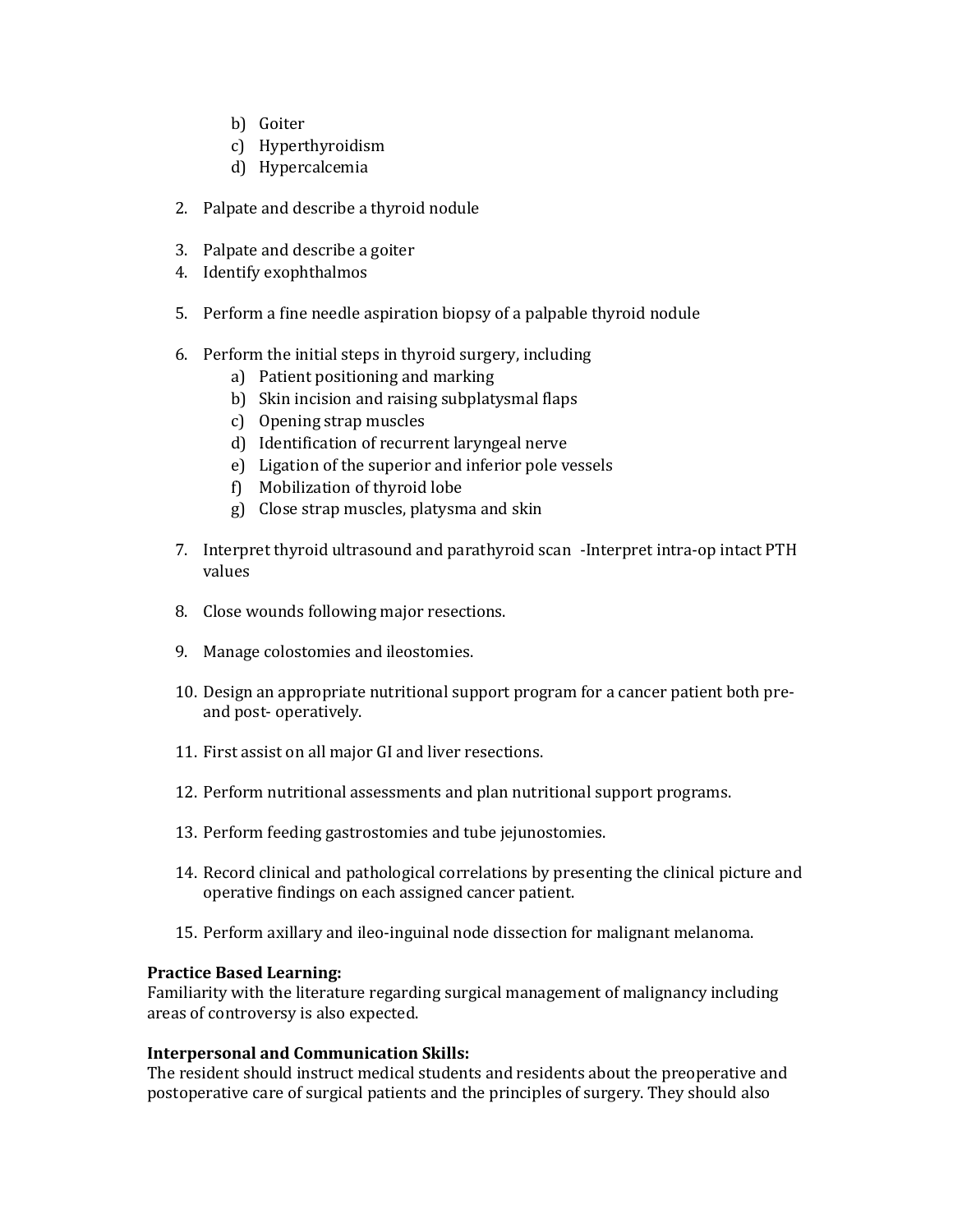b) Goiter
   c) Hyperthyroidism
   d) Hypercalcemia

2. Palpate and describe a thyroid nodule

3. Palpate and describe a goiter
4. Identify exophthalmos

5. Perform a fine needle aspiration biopsy of a palpable thyroid nodule

6. Perform the initial steps in thyroid surgery, including
   a) Patient positioning and marking
   b) Skin incision and raising subplatysmal flaps
   c) Opening strap muscles
   d) Identification of recurrent laryngeal nerve
   e) Ligation of the superior and inferior pole vessels
   f) Mobilization of thyroid lobe
   g) Close strap muscles, platysma and skin

7. Interpret thyroid ultrasound and parathyroid scan -Interpret intra-op intact PTH values

8. Close wounds following major resections.

9. Manage colostomies and ileostomies.

10. Design an appropriate nutritional support program for a cancer patient both pre- and post- operatively.

11. First assist on all major GI and liver resections.

12. Perform nutritional assessments and plan nutritional support programs.

13. Perform feeding gastrostomies and tube jejunostomies.

14. Record clinical and pathological correlations by presenting the clinical picture and operative findings on each assigned cancer patient.

15. Perform axillary and ileo-inguinal node dissection for malignant melanoma.

**Practice Based Learning:**
Familiarity with the literature regarding surgical management of malignancy including areas of controversy is also expected.

**Interpersonal and Communication Skills:**
The resident should instruct medical students and residents about the preoperative and postoperative care of surgical patients and the principles of surgery. They should also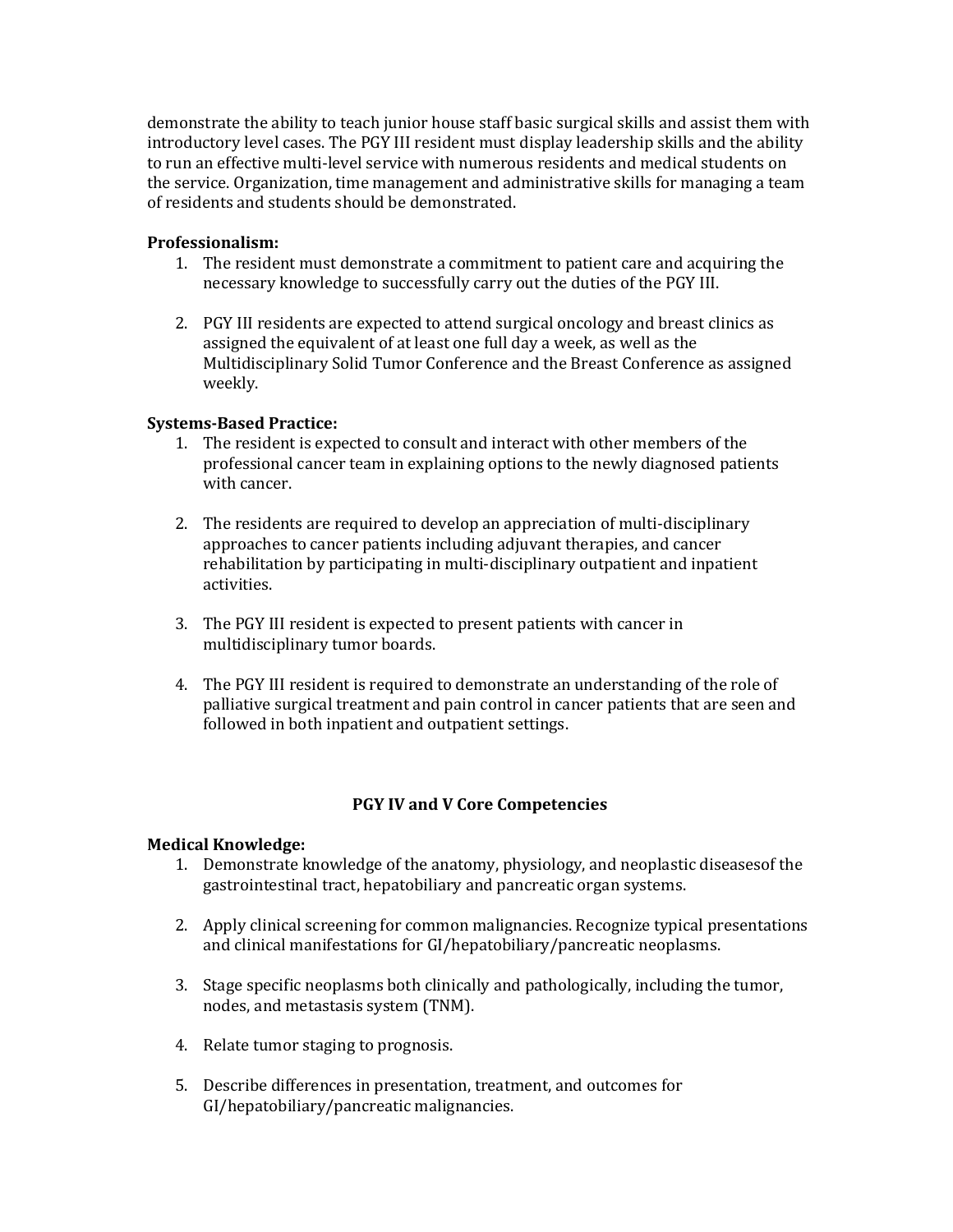demonstrate the ability to teach junior house staff basic surgical skills and assist them with introductory level cases. The PGY III resident must display leadership skills and the ability to run an effective multi-level service with numerous residents and medical students on the service. Organization, time management and administrative skills for managing a team of residents and students should be demonstrated.

**Professionalism:**

1. The resident must demonstrate a commitment to patient care and acquiring the necessary knowledge to successfully carry out the duties of the PGY III.

2. PGY III residents are expected to attend surgical oncology and breast clinics as assigned the equivalent of at least one full day a week, as well as the Multidisciplinary Solid Tumor Conference and the Breast Conference as assigned weekly.

**Systems-Based Practice:**

1. The resident is expected to consult and interact with other members of the professional cancer team in explaining options to the newly diagnosed patients with cancer.

2. The residents are required to develop an appreciation of multi-disciplinary approaches to cancer patients including adjuvant therapies, and cancer rehabilitation by participating in multi-disciplinary outpatient and inpatient activities.

3. The PGY III resident is expected to present patients with cancer in multidisciplinary tumor boards.

4. The PGY III resident is required to demonstrate an understanding of the role of palliative surgical treatment and pain control in cancer patients that are seen and followed in both inpatient and outpatient settings.

## PGY IV and V Core Competencies

**Medical Knowledge:**

1. Demonstrate knowledge of the anatomy, physiology, and neoplastic diseasesof the gastrointestinal tract, hepatobiliary and pancreatic organ systems.

2. Apply clinical screening for common malignancies. Recognize typical presentations and clinical manifestations for GI/hepatobiliary/pancreatic neoplasms.

3. Stage specific neoplasms both clinically and pathologically, including the tumor, nodes, and metastasis system (TNM).

4. Relate tumor staging to prognosis.

5. Describe differences in presentation, treatment, and outcomes for GI/hepatobiliary/pancreatic malignancies.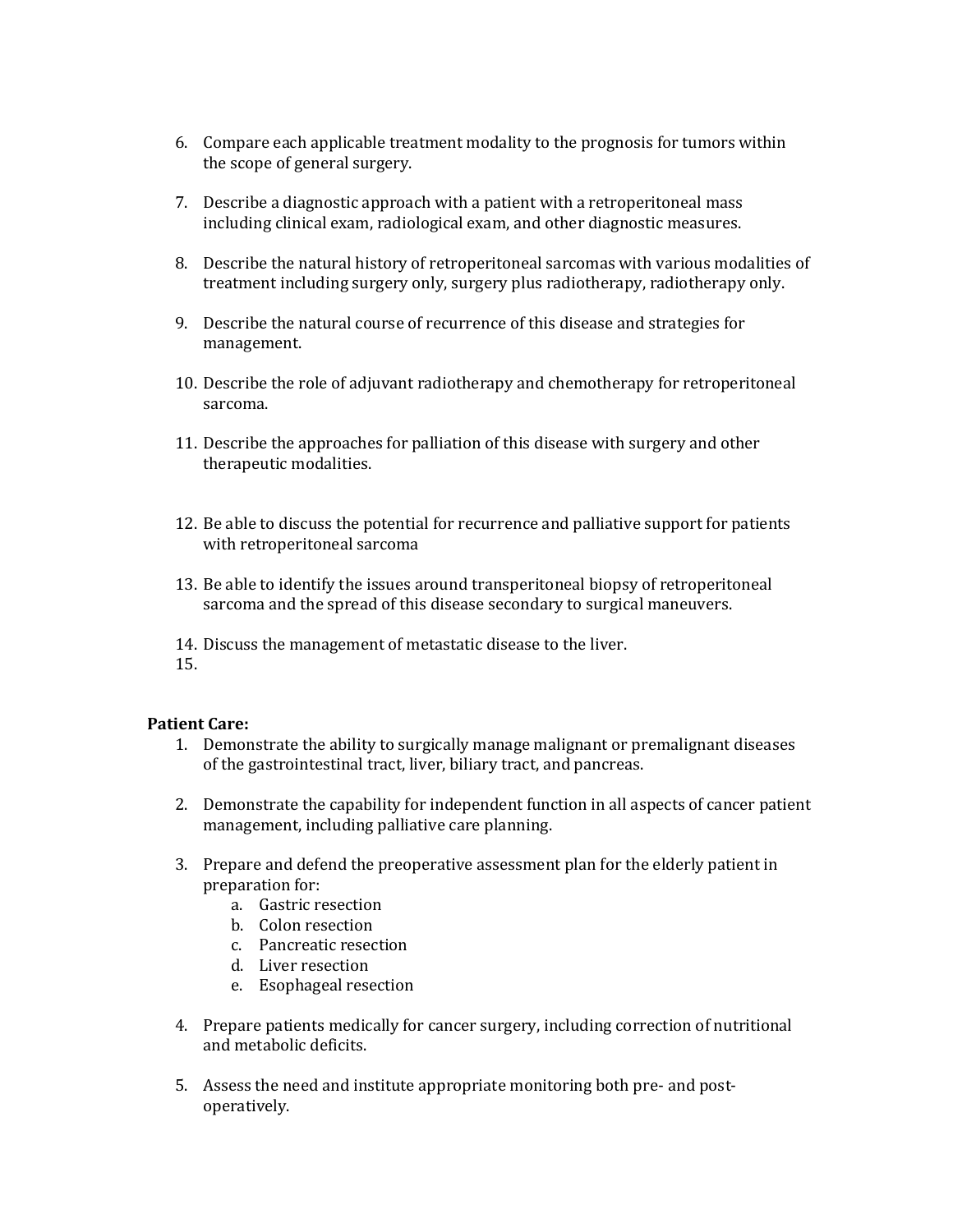6. Compare each applicable treatment modality to the prognosis for tumors within the scope of general surgery.

7. Describe a diagnostic approach with a patient with a retroperitoneal mass including clinical exam, radiological exam, and other diagnostic measures.

8. Describe the natural history of retroperitoneal sarcomas with various modalities of treatment including surgery only, surgery plus radiotherapy, radiotherapy only.

9. Describe the natural course of recurrence of this disease and strategies for management.

10. Describe the role of adjuvant radiotherapy and chemotherapy for retroperitoneal sarcoma.

11. Describe the approaches for palliation of this disease with surgery and other therapeutic modalities.

12. Be able to discuss the potential for recurrence and palliative support for patients with retroperitoneal sarcoma

13. Be able to identify the issues around transperitoneal biopsy of retroperitoneal sarcoma and the spread of this disease secondary to surgical maneuvers.

14. Discuss the management of metastatic disease to the liver.

15.

**Patient Care:**

1. Demonstrate the ability to surgically manage malignant or premalignant diseases of the gastrointestinal tract, liver, biliary tract, and pancreas.

2. Demonstrate the capability for independent function in all aspects of cancer patient management, including palliative care planning.

3. Prepare and defend the preoperative assessment plan for the elderly patient in preparation for:
   a. Gastric resection
   b. Colon resection
   c. Pancreatic resection
   d. Liver resection
   e. Esophageal resection

4. Prepare patients medically for cancer surgery, including correction of nutritional and metabolic deficits.

5. Assess the need and institute appropriate monitoring both pre- and post-operatively.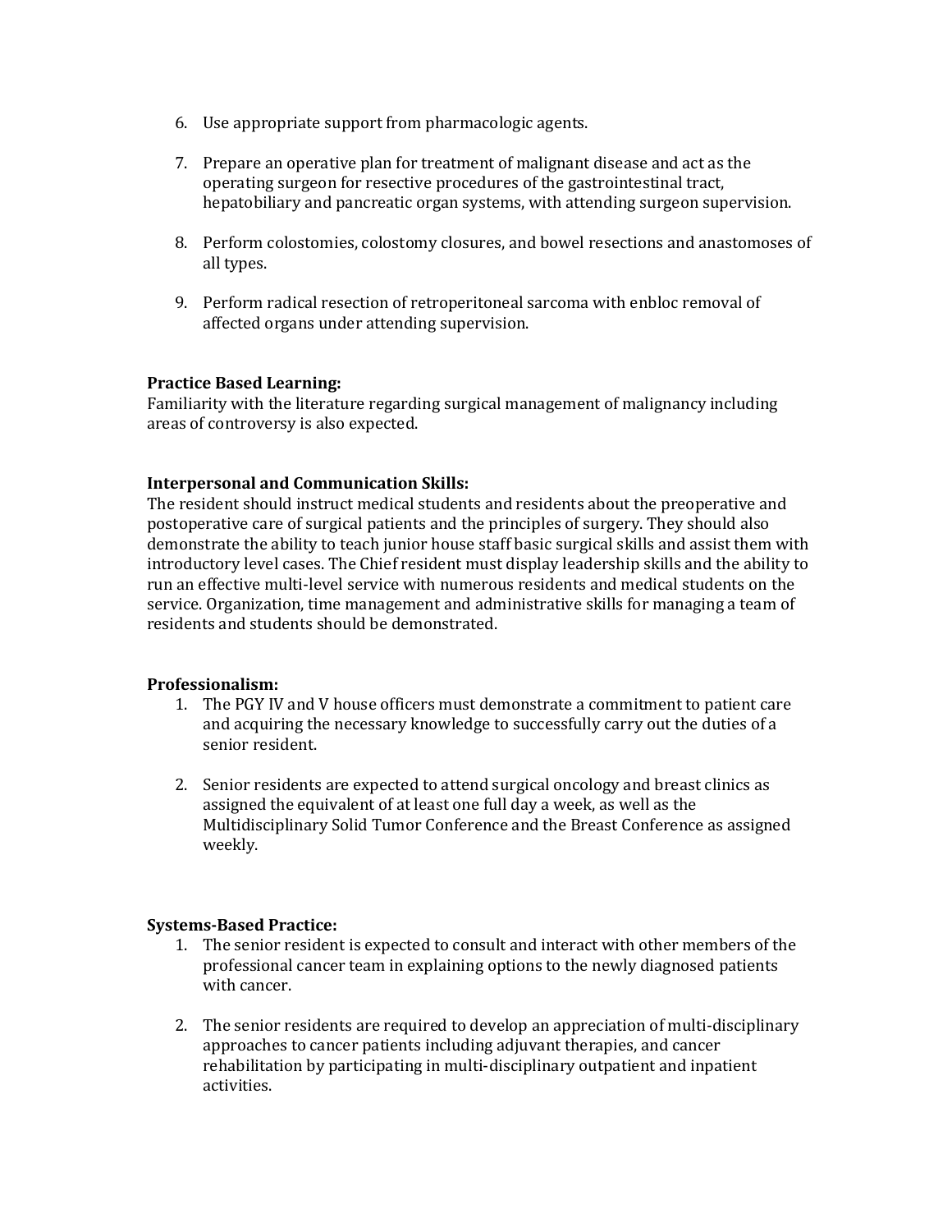6. Use appropriate support from pharmacologic agents.

7. Prepare an operative plan for treatment of malignant disease and act as the operating surgeon for resective procedures of the gastrointestinal tract, hepatobiliary and pancreatic organ systems, with attending surgeon supervision.

8. Perform colostomies, colostomy closures, and bowel resections and anastomoses of all types.

9. Perform radical resection of retroperitoneal sarcoma with enbloc removal of affected organs under attending supervision.

**Practice Based Learning:**
Familiarity with the literature regarding surgical management of malignancy including areas of controversy is also expected.

**Interpersonal and Communication Skills:**
The resident should instruct medical students and residents about the preoperative and postoperative care of surgical patients and the principles of surgery. They should also demonstrate the ability to teach junior house staff basic surgical skills and assist them with introductory level cases. The Chief resident must display leadership skills and the ability to run an effective multi-level service with numerous residents and medical students on the service. Organization, time management and administrative skills for managing a team of residents and students should be demonstrated.

**Professionalism:**

1. The PGY IV and V house officers must demonstrate a commitment to patient care and acquiring the necessary knowledge to successfully carry out the duties of a senior resident.

2. Senior residents are expected to attend surgical oncology and breast clinics as assigned the equivalent of at least one full day a week, as well as the Multidisciplinary Solid Tumor Conference and the Breast Conference as assigned weekly.

**Systems-Based Practice:**

1. The senior resident is expected to consult and interact with other members of the professional cancer team in explaining options to the newly diagnosed patients with cancer.

2. The senior residents are required to develop an appreciation of multi-disciplinary approaches to cancer patients including adjuvant therapies, and cancer rehabilitation by participating in multi-disciplinary outpatient and inpatient activities.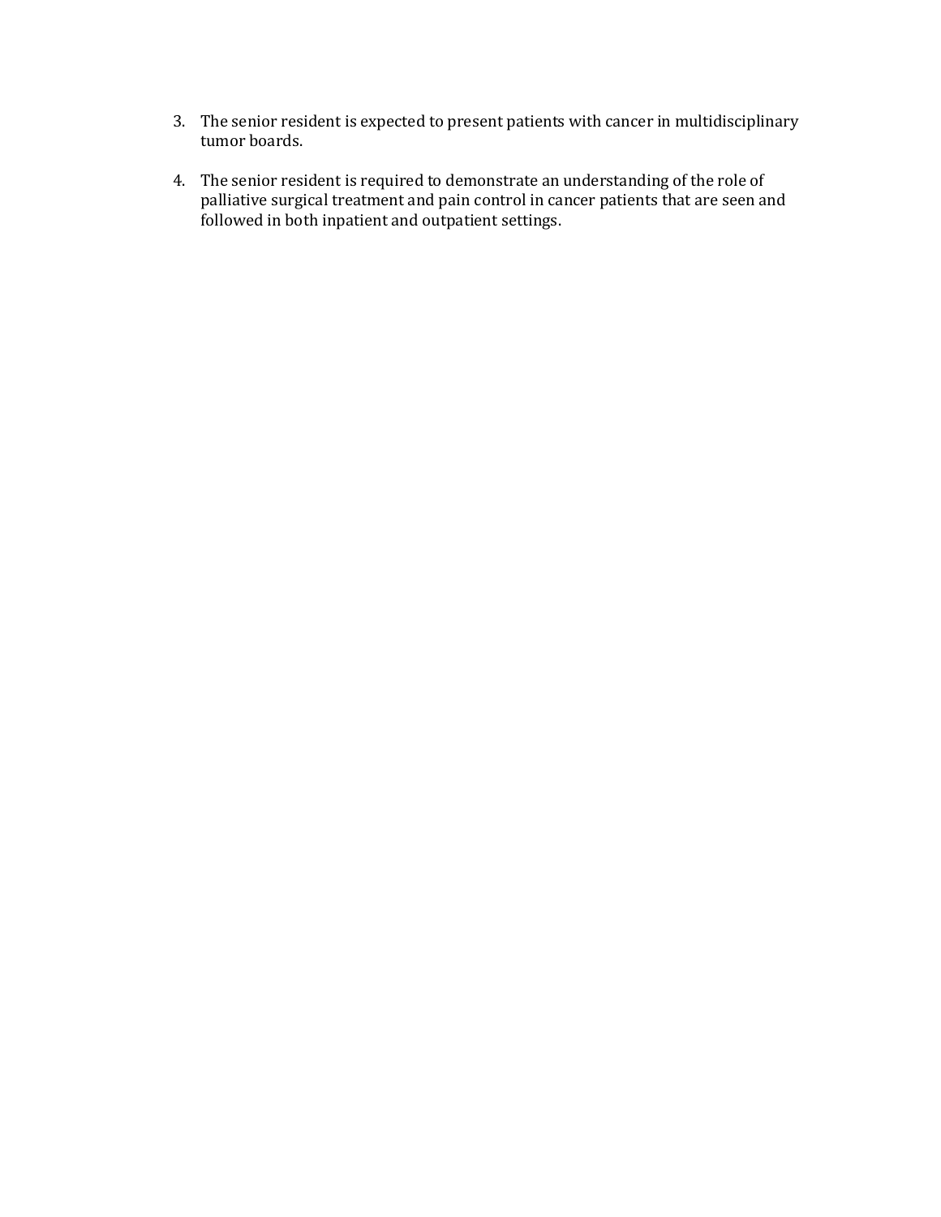3. The senior resident is expected to present patients with cancer in multidisciplinary tumor boards.

4. The senior resident is required to demonstrate an understanding of the role of palliative surgical treatment and pain control in cancer patients that are seen and followed in both inpatient and outpatient settings.